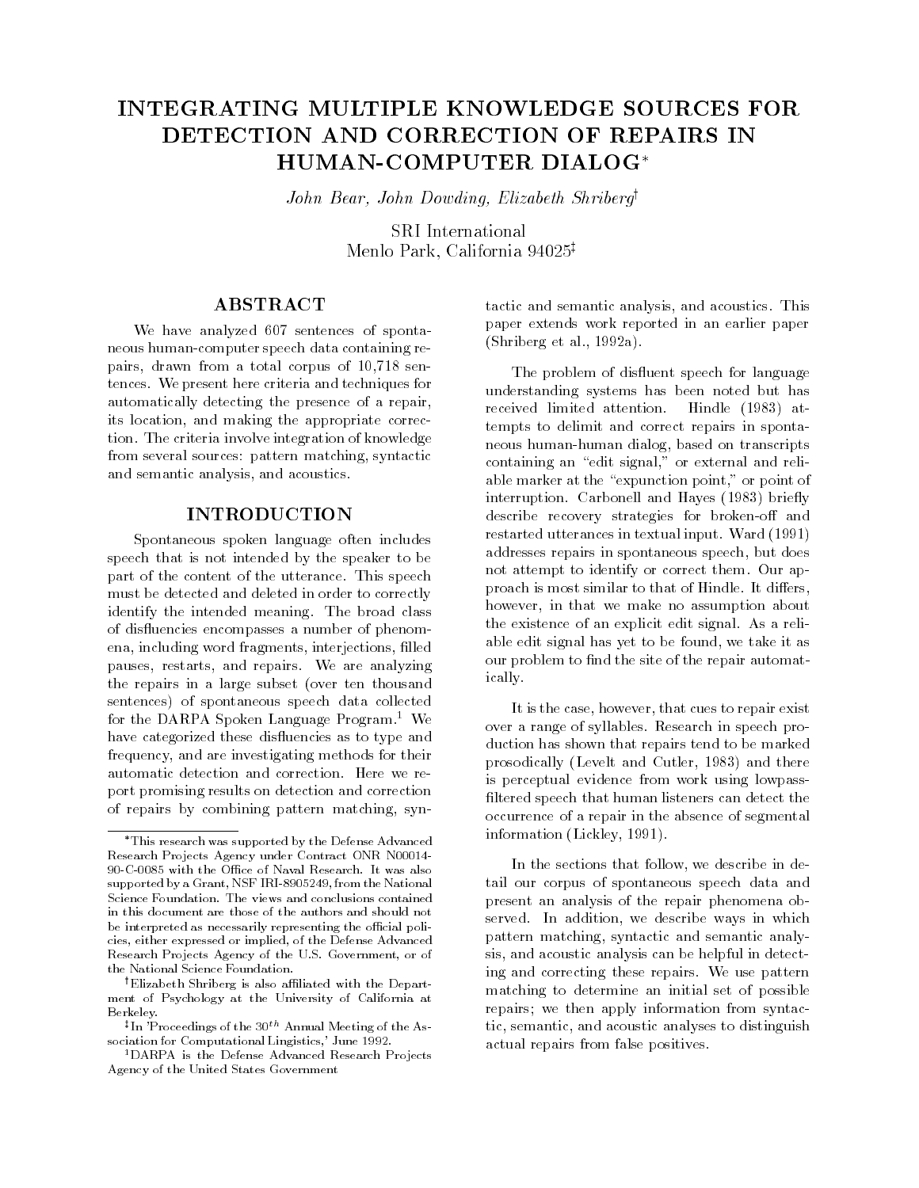# INTEGRATING MULTIPLE KNOWLEDGE SOURCES FOR DETECTION AND CORRECTION OF REPAIRS IN HUMAN-COMPUTER DIALOG*

*John Bear, John Dowding, Elizabeth Shriberg*[†]

SRI International
Menlo Park, California 94025[‡]

## ABSTRACT

We have analyzed 607 sentences of spontaneous human-computer speech data containing repairs, drawn from a total corpus of 10,718 sentences. We present here criteria and techniques for automatically detecting the presence of a repair, its location, and making the appropriate correction. The criteria involve integration of knowledge from several sources: pattern matching, syntactic and semantic analysis, and acoustics.

## INTRODUCTION

Spontaneous spoken language often includes speech that is not intended by the speaker to be part of the content of the utterance. This speech must be detected and deleted in order to correctly identify the intended meaning. The broad class of disfluencies encompasses a number of phenomena, including word fragments, interjections, filled pauses, restarts, and repairs. We are analyzing the repairs in a large subset (over ten thousand sentences) of spontaneous speech data collected for the DARPA Spoken Language Program.[1] We have categorized these disfluencies as to type and frequency, and are investigating methods for their automatic detection and correction. Here we report promising results on detection and correction of repairs by combining pattern matching, syntactic and semantic analysis, and acoustics. This paper extends work reported in an earlier paper (Shriberg et al., 1992a).

The problem of disfluent speech for language understanding systems has been noted but has received limited attention. Hindle (1983) attempts to delimit and correct repairs in spontaneous human-human dialog, based on transcripts containing an "edit signal," or external and reliable marker at the "expunction point," or point of interruption. Carbonell and Hayes (1983) briefly describe recovery strategies for broken-off and restarted utterances in textual input. Ward (1991) addresses repairs in spontaneous speech, but does not attempt to identify or correct them. Our approach is most similar to that of Hindle. It differs, however, in that we make no assumption about the existence of an explicit edit signal. As a reliable edit signal has yet to be found, we take it as our problem to find the site of the repair automatically.

It is the case, however, that cues to repair exist over a range of syllables. Research in speech production has shown that repairs tend to be marked prosodically (Levelt and Cutler, 1983) and there is perceptual evidence from work using lowpass-filtered speech that human listeners can detect the occurrence of a repair in the absence of segmental information (Lickley, 1991).

In the sections that follow, we describe in detail our corpus of spontaneous speech data and present an analysis of the repair phenomena observed. In addition, we describe ways in which pattern matching, syntactic and semantic analysis, and acoustic analysis can be helpful in detecting and correcting these repairs. We use pattern matching to determine an initial set of possible repairs; we then apply information from syntactic, semantic, and acoustic analyses to distinguish actual repairs from false positives.

---

*This research was supported by the Defense Advanced Research Projects Agency under Contract ONR N00014-90-C-0085 with the Office of Naval Research. It was also supported by a Grant, NSF IRI-8905249, from the National Science Foundation. The views and conclusions contained in this document are those of the authors and should not be interpreted as necessarily representing the official policies, either expressed or implied, of the Defense Advanced Research Projects Agency of the U.S. Government, or of the National Science Foundation.

[†]Elizabeth Shriberg is also affiliated with the Department of Psychology at the University of California at Berkeley.

[‡]In 'Proceedings of the $30^{th}$ Annual Meeting of the Association for Computational Lingistics,' June 1992.

[1]DARPA is the Defense Advanced Research Projects Agency of the United States Government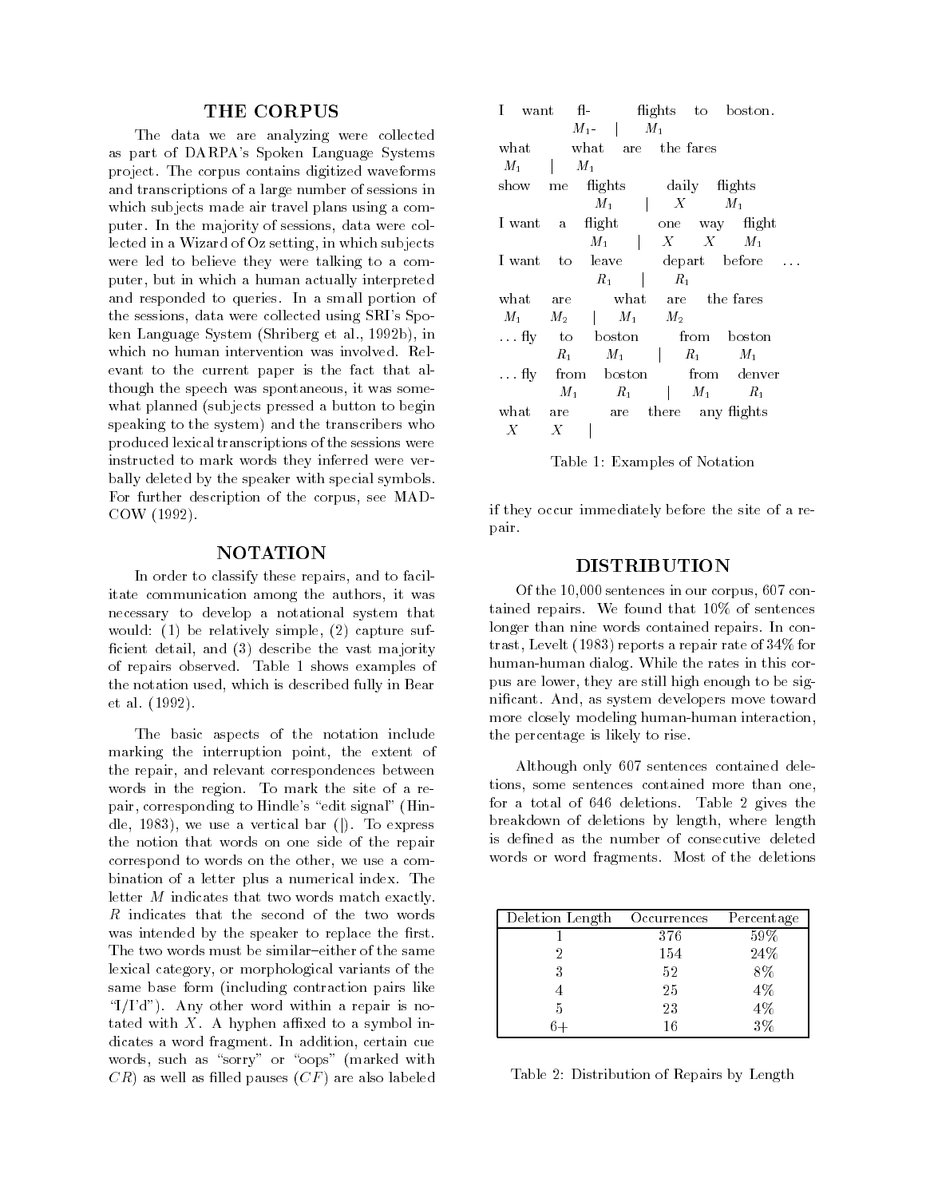## THE CORPUS

The data we are analyzing were collected as part of DARPA's Spoken Language Systems project. The corpus contains digitized waveforms and transcriptions of a large number of sessions in which subjects made air travel plans using a computer. In the majority of sessions, data were collected in a Wizard of Oz setting, in which subjects were led to believe they were talking to a computer, but in which a human actually interpreted and responded to queries. In a small portion of the sessions, data were collected using SRI's Spoken Language System (Shriberg et al., 1992b), in which no human intervention was involved. Relevant to the current paper is the fact that although the speech was spontaneous, it was somewhat planned (subjects pressed a button to begin speaking to the system) and the transcribers who produced lexical transcriptions of the sessions were instructed to mark words they inferred were verbally deleted by the speaker with special symbols. For further description of the corpus, see MADCOW (1992).

## NOTATION

In order to classify these repairs, and to facilitate communication among the authors, it was necessary to develop a notational system that would: (1) be relatively simple, (2) capture sufficient detail, and (3) describe the vast majority of repairs observed. Table 1 shows examples of the notation used, which is described fully in Bear et al. (1992).

The basic aspects of the notation include marking the interruption point, the extent of the repair, and relevant correspondences between words in the region. To mark the site of a repair, corresponding to Hindle's "edit signal" (Hindle, 1983), we use a vertical bar (|). To express the notion that words on one side of the repair correspond to words on the other, we use a combination of a letter plus a numerical index. The letter $M$ indicates that two words match exactly. $R$ indicates that the second of the two words was intended by the speaker to replace the first. The two words must be similar–either of the same lexical category, or morphological variants of the same base form (including contraction pairs like "I/I'd"). Any other word within a repair is notated with $X$. A hyphen affixed to a symbol indicates a word fragment. In addition, certain cue words, such as "sorry" or "oops" (marked with $CR$) as well as filled pauses ($CF$) are also labeled if they occur immediately before the site of a repair.

```
I want   fl-     flights  to  boston.
         M1-  |  M1

what   what  are  the fares
M1  |  M1

show me  flights    daily  flights
         M1      |  X      M1

I want a  flight    one  way  flight
          M1     |  X    X    M1

I want to  leave    depart  before ...
           R1    |  R1

what  are     what  are  the fares
M1    M2   |  M1    M2

... fly  to  boston     from  boston
         R1  M1      |  R1    M1

... fly  from  boston     from  denver
         M1    R1      |  M1    R1

what  are     are  there  any flights
X     X    |
```

Table 1: Examples of Notation

## DISTRIBUTION

Of the 10,000 sentences in our corpus, 607 contained repairs. We found that 10% of sentences longer than nine words contained repairs. In contrast, Levelt (1983) reports a repair rate of 34% for human-human dialog. While the rates in this corpus are lower, they are still high enough to be significant. And, as system developers move toward more closely modeling human-human interaction, the percentage is likely to rise.

Although only 607 sentences contained deletions, some sentences contained more than one, for a total of 646 deletions. Table 2 gives the breakdown of deletions by length, where length is defined as the number of consecutive deleted words or word fragments. Most of the deletions

| Deletion Length | Occurrences | Percentage |
|---|---|---|
| 1 | 376 | 59% |
| 2 | 154 | 24% |
| 3 | 52 | 8% |
| 4 | 25 | 4% |
| 5 | 23 | 4% |
| 6+ | 16 | 3% |

Table 2: Distribution of Repairs by Length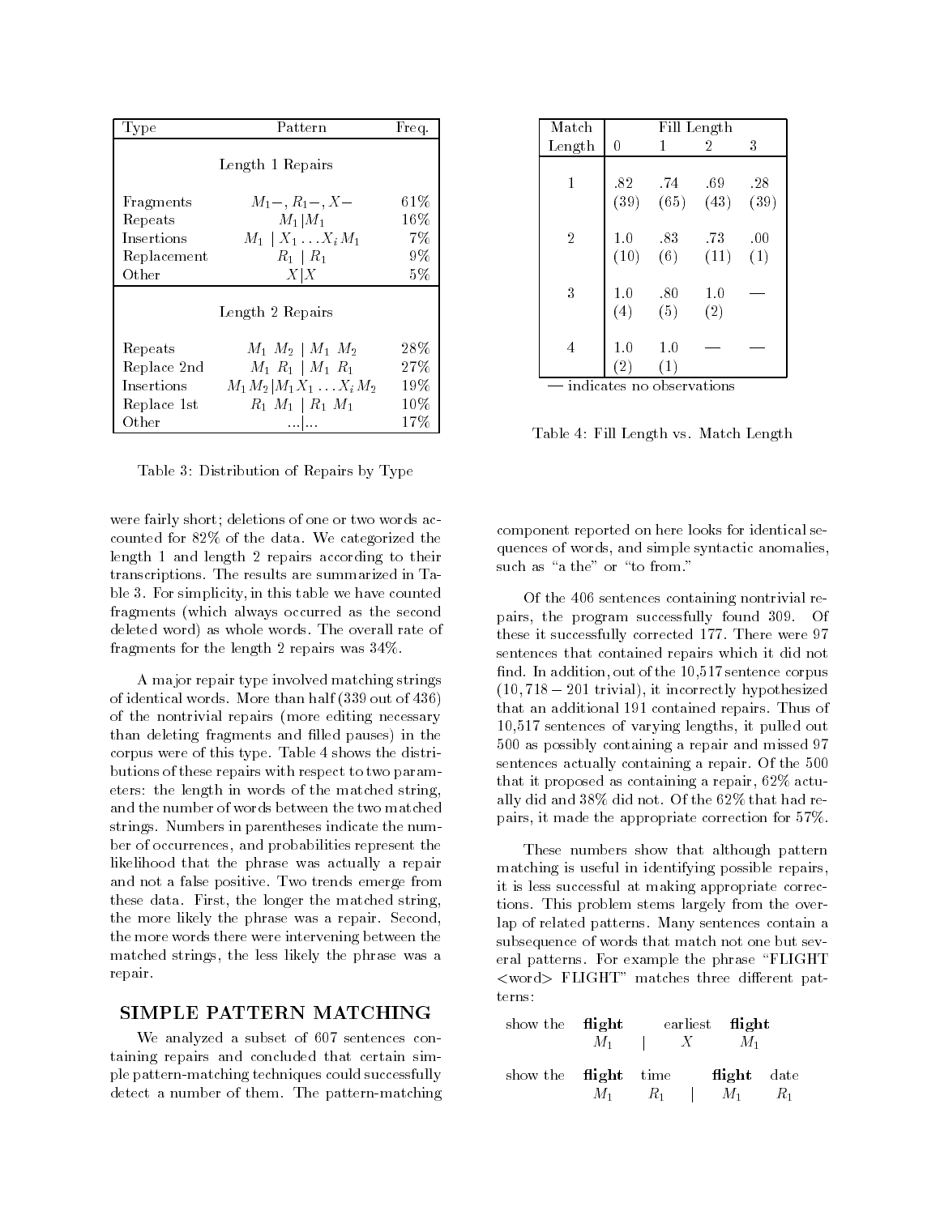| Type | Pattern | Freq. |
|---|---|---|
| | Length 1 Repairs | |
| Fragments | $M_1-$, $R_1-$, $X-$ | 61% |
| Repeats | $M_1 \| M_1$ | 16% |
| Insertions | $M_1 \mid X_1 \ldots X_i M_1$ | 7% |
| Replacement | $R_1 \mid R_1$ | 9% |
| Other | $X \| X$ | 5% |
| | Length 2 Repairs | |
| Repeats | $M_1\ M_2 \mid M_1\ M_2$ | 28% |
| Replace 2nd | $M_1\ R_1 \mid M_1\ R_1$ | 27% |
| Insertions | $M_1 M_2 \| M_1 X_1 \ldots X_i M_2$ | 19% |
| Replace 1st | $R_1\ M_1 \mid R_1\ M_1$ | 10% |
| Other | ...\|... | 17% |

Table 3: Distribution of Repairs by Type

were fairly short; deletions of one or two words accounted for 82% of the data. We categorized the length 1 and length 2 repairs according to their transcriptions. The results are summarized in Table 3. For simplicity, in this table we have counted fragments (which always occurred as the second deleted word) as whole words. The overall rate of fragments for the length 2 repairs was 34%.

A major repair type involved matching strings of identical words. More than half (339 out of 436) of the nontrivial repairs (more editing necessary than deleting fragments and filled pauses) in the corpus were of this type. Table 4 shows the distributions of these repairs with respect to two parameters: the length in words of the matched string, and the number of words between the two matched strings. Numbers in parentheses indicate the number of occurrences, and probabilities represent the likelihood that the phrase was actually a repair and not a false positive. Two trends emerge from these data. First, the longer the matched string, the more likely the phrase was a repair. Second, the more words there were intervening between the matched strings, the less likely the phrase was a repair.

| Match Length | Fill Length 0 | 1 | 2 | 3 |
|---|---|---|---|---|
| 1 | .82 (39) | .74 (65) | .69 (43) | .28 (39) |
| 2 | 1.0 (10) | .83 (6) | .73 (11) | .00 (1) |
| 3 | 1.0 (4) | .80 (5) | 1.0 (2) | — |
| 4 | 1.0 (2) | 1.0 (1) | — | — |

— indicates no observations

Table 4: Fill Length vs. Match Length

## SIMPLE PATTERN MATCHING

We analyzed a subset of 607 sentences containing repairs and concluded that certain simple pattern-matching techniques could successfully detect a number of them. The pattern-matching component reported on here looks for identical sequences of words, and simple syntactic anomalies, such as "a the" or "to from."

Of the 406 sentences containing nontrivial repairs, the program successfully found 309. Of these it successfully corrected 177. There were 97 sentences that contained repairs which it did not find. In addition, out of the 10,517 sentence corpus $(10,718 - 201$ trivial), it incorrectly hypothesized that an additional 191 contained repairs. Thus of 10,517 sentences of varying lengths, it pulled out 500 as possibly containing a repair and missed 97 sentences actually containing a repair. Of the 500 that it proposed as containing a repair, 62% actually did and 38% did not. Of the 62% that had repairs, it made the appropriate correction for 57%.

These numbers show that although pattern matching is useful in identifying possible repairs, it is less successful at making appropriate corrections. This problem stems largely from the overlap of related patterns. Many sentences contain a subsequence of words that match not one but several patterns. For example the phrase "FLIGHT <word> FLIGHT" matches three different patterns:

| show the | **flight** | | earliest | **flight** | |
|---|---|---|---|---|---|
| | $M_1$ | \| | $X$ | $M_1$ | |

| show the | **flight** | time | | **flight** | date |
|---|---|---|---|---|---|
| | $M_1$ | $R_1$ | \| | $M_1$ | $R_1$ |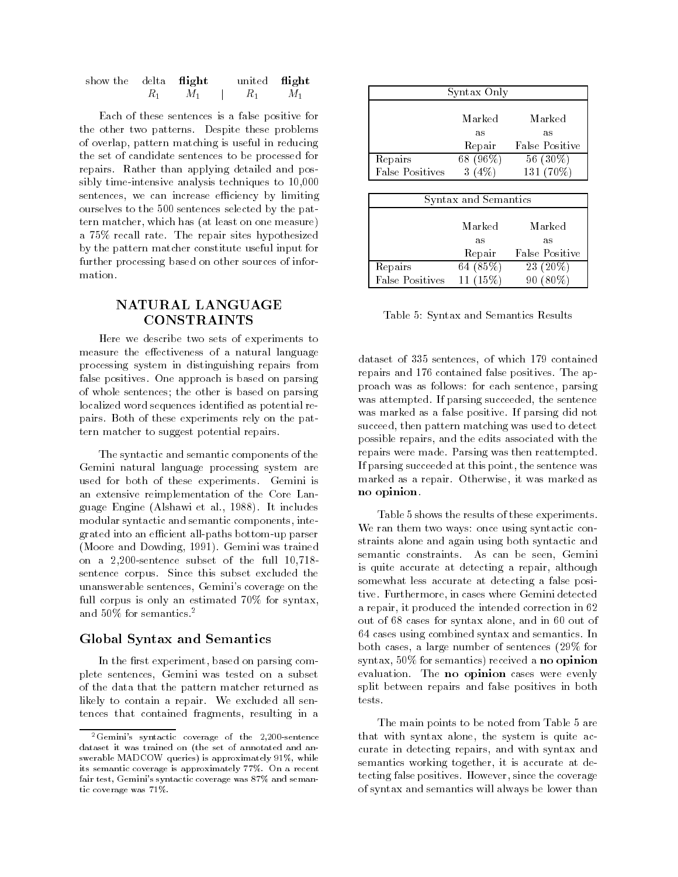| show the | delta | **flight** | | united | **flight** |
|---|---|---|---|---|---|
| | $R_1$ | $M_1$ | \| | $R_1$ | $M_1$ |

Each of these sentences is a false positive for the other two patterns. Despite these problems of overlap, pattern matching is useful in reducing the set of candidate sentences to be processed for repairs. Rather than applying detailed and possibly time-intensive analysis techniques to 10,000 sentences, we can increase efficiency by limiting ourselves to the 500 sentences selected by the pattern matcher, which has (at least on one measure) a 75% recall rate. The repair sites hypothesized by the pattern matcher constitute useful input for further processing based on other sources of information.

## NATURAL LANGUAGE CONSTRAINTS

Here we describe two sets of experiments to measure the effectiveness of a natural language processing system in distinguishing repairs from false positives. One approach is based on parsing of whole sentences; the other is based on parsing localized word sequences identified as potential repairs. Both of these experiments rely on the pattern matcher to suggest potential repairs.

The syntactic and semantic components of the Gemini natural language processing system are used for both of these experiments. Gemini is an extensive reimplementation of the Core Language Engine (Alshawi et al., 1988). It includes modular syntactic and semantic components, integrated into an efficient all-paths bottom-up parser (Moore and Dowding, 1991). Gemini was trained on a 2,200-sentence subset of the full 10,718-sentence corpus. Since this subset excluded the unanswerable sentences, Gemini's coverage on the full corpus is only an estimated 70% for syntax, and 50% for semantics.[2]

### Global Syntax and Semantics

In the first experiment, based on parsing complete sentences, Gemini was tested on a subset of the data that the pattern matcher returned as likely to contain a repair. We excluded all sentences that contained fragments, resulting in a dataset of 335 sentences, of which 179 contained repairs and 176 contained false positives. The approach was as follows: for each sentence, parsing was attempted. If parsing succeeded, the sentence was marked as a false positive. If parsing did not succeed, then pattern matching was used to detect possible repairs, and the edits associated with the repairs were made. Parsing was then reattempted. If parsing succeeded at this point, the sentence was marked as a repair. Otherwise, it was marked as **no opinion**.

| Syntax Only | | |
|---|---|---|
| | Marked as Repair | Marked as False Positive |
| Repairs | 68 (96%) | 56 (30%) |
| False Positives | 3 (4%) | 131 (70%) |

| Syntax and Semantics | | |
|---|---|---|
| | Marked as Repair | Marked as False Positive |
| Repairs | 64 (85%) | 23 (20%) |
| False Positives | 11 (15%) | 90 (80%) |

Table 5: Syntax and Semantics Results

Table 5 shows the results of these experiments. We ran them two ways: once using syntactic constraints alone and again using both syntactic and semantic constraints. As can be seen, Gemini is quite accurate at detecting a repair, although somewhat less accurate at detecting a false positive. Furthermore, in cases where Gemini detected a repair, it produced the intended correction in 62 out of 68 cases for syntax alone, and in 60 out of 64 cases using combined syntax and semantics. In both cases, a large number of sentences (29% for syntax, 50% for semantics) received a **no opinion** evaluation. The **no opinion** cases were evenly split between repairs and false positives in both tests.

The main points to be noted from Table 5 are that with syntax alone, the system is quite accurate in detecting repairs, and with syntax and semantics working together, it is accurate at detecting false positives. However, since the coverage of syntax and semantics will always be lower than

[2] Gemini's syntactic coverage of the 2,200-sentence dataset it was trained on (the set of annotated and answerable MADCOW queries) is approximately 91%, while its semantic coverage is approximately 77%. On a recent fair test, Gemini's syntactic coverage was 87% and semantic coverage was 71%.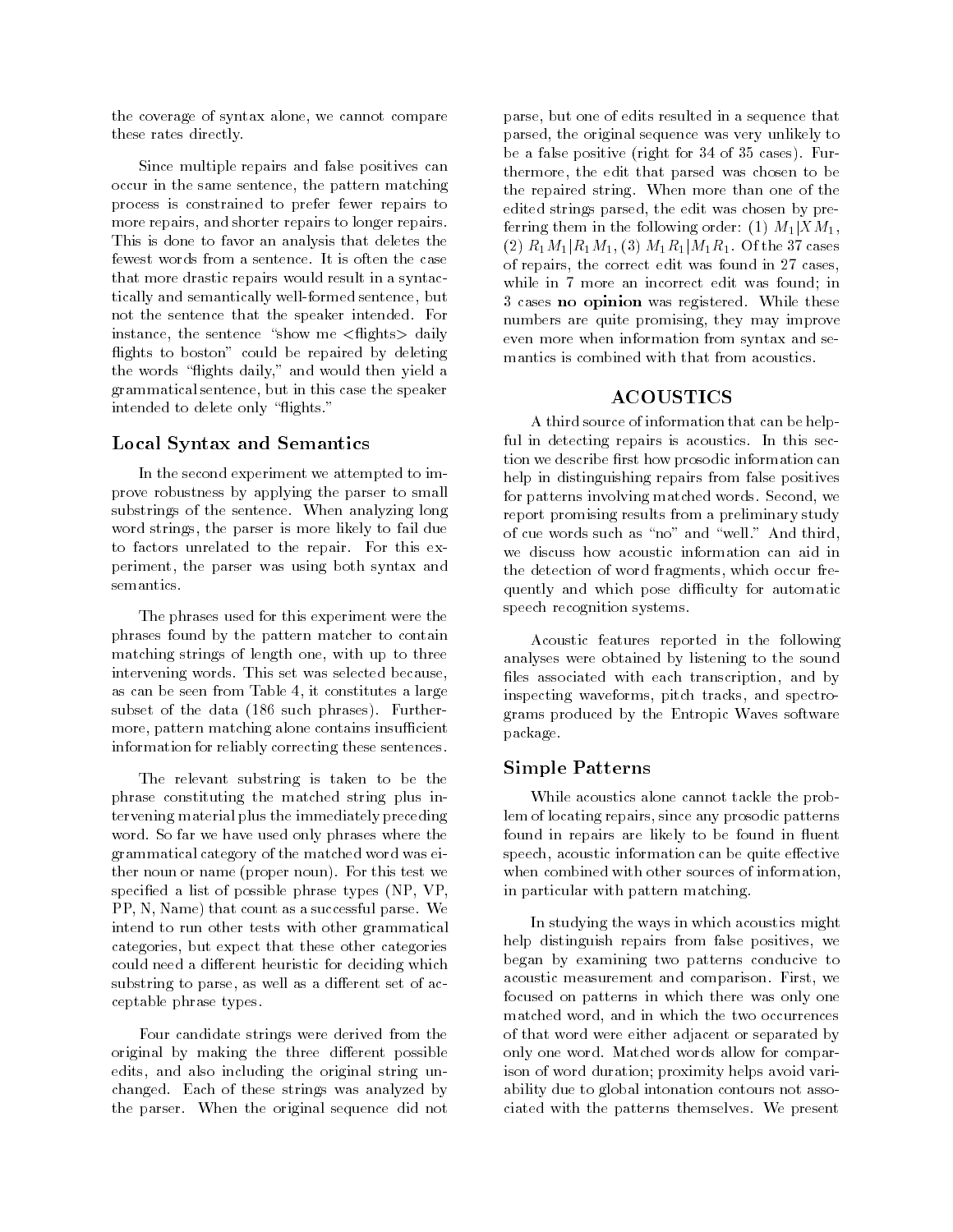the coverage of syntax alone, we cannot compare these rates directly.

Since multiple repairs and false positives can occur in the same sentence, the pattern matching process is constrained to prefer fewer repairs to more repairs, and shorter repairs to longer repairs. This is done to favor an analysis that deletes the fewest words from a sentence. It is often the case that more drastic repairs would result in a syntactically and semantically well-formed sentence, but not the sentence that the speaker intended. For instance, the sentence "show me <flights> daily flights to boston" could be repaired by deleting the words "flights daily," and would then yield a grammatical sentence, but in this case the speaker intended to delete only "flights."

### Local Syntax and Semantics

In the second experiment we attempted to improve robustness by applying the parser to small substrings of the sentence. When analyzing long word strings, the parser is more likely to fail due to factors unrelated to the repair. For this experiment, the parser was using both syntax and semantics.

The phrases used for this experiment were the phrases found by the pattern matcher to contain matching strings of length one, with up to three intervening words. This set was selected because, as can be seen from Table 4, it constitutes a large subset of the data (186 such phrases). Furthermore, pattern matching alone contains insufficient information for reliably correcting these sentences.

The relevant substring is taken to be the phrase constituting the matched string plus intervening material plus the immediately preceding word. So far we have used only phrases where the grammatical category of the matched word was either noun or name (proper noun). For this test we specified a list of possible phrase types (NP, VP, PP, N, Name) that count as a successful parse. We intend to run other tests with other grammatical categories, but expect that these other categories could need a different heuristic for deciding which substring to parse, as well as a different set of acceptable phrase types.

Four candidate strings were derived from the original by making the three different possible edits, and also including the original string unchanged. Each of these strings was analyzed by the parser. When the original sequence did not parse, but one of edits resulted in a sequence that parsed, the original sequence was very unlikely to be a false positive (right for 34 of 35 cases). Furthermore, the edit that parsed was chosen to be the repaired string. When more than one of the edited strings parsed, the edit was chosen by preferring them in the following order: (1) $M_1|XM_1$, (2) $R_1M_1|R_1M_1$, (3) $M_1R_1|M_1R_1$. Of the 37 cases of repairs, the correct edit was found in 27 cases, while in 7 more an incorrect edit was found; in 3 cases **no opinion** was registered. While these numbers are quite promising, they may improve even more when information from syntax and semantics is combined with that from acoustics.

## ACOUSTICS

A third source of information that can be helpful in detecting repairs is acoustics. In this section we describe first how prosodic information can help in distinguishing repairs from false positives for patterns involving matched words. Second, we report promising results from a preliminary study of cue words such as "no" and "well." And third, we discuss how acoustic information can aid in the detection of word fragments, which occur frequently and which pose difficulty for automatic speech recognition systems.

Acoustic features reported in the following analyses were obtained by listening to the sound files associated with each transcription, and by inspecting waveforms, pitch tracks, and spectrograms produced by the Entropic Waves software package.

### Simple Patterns

While acoustics alone cannot tackle the problem of locating repairs, since any prosodic patterns found in repairs are likely to be found in fluent speech, acoustic information can be quite effective when combined with other sources of information, in particular with pattern matching.

In studying the ways in which acoustics might help distinguish repairs from false positives, we began by examining two patterns conducive to acoustic measurement and comparison. First, we focused on patterns in which there was only one matched word, and in which the two occurrences of that word were either adjacent or separated by only one word. Matched words allow for comparison of word duration; proximity helps avoid variability due to global intonation contours not associated with the patterns themselves. We present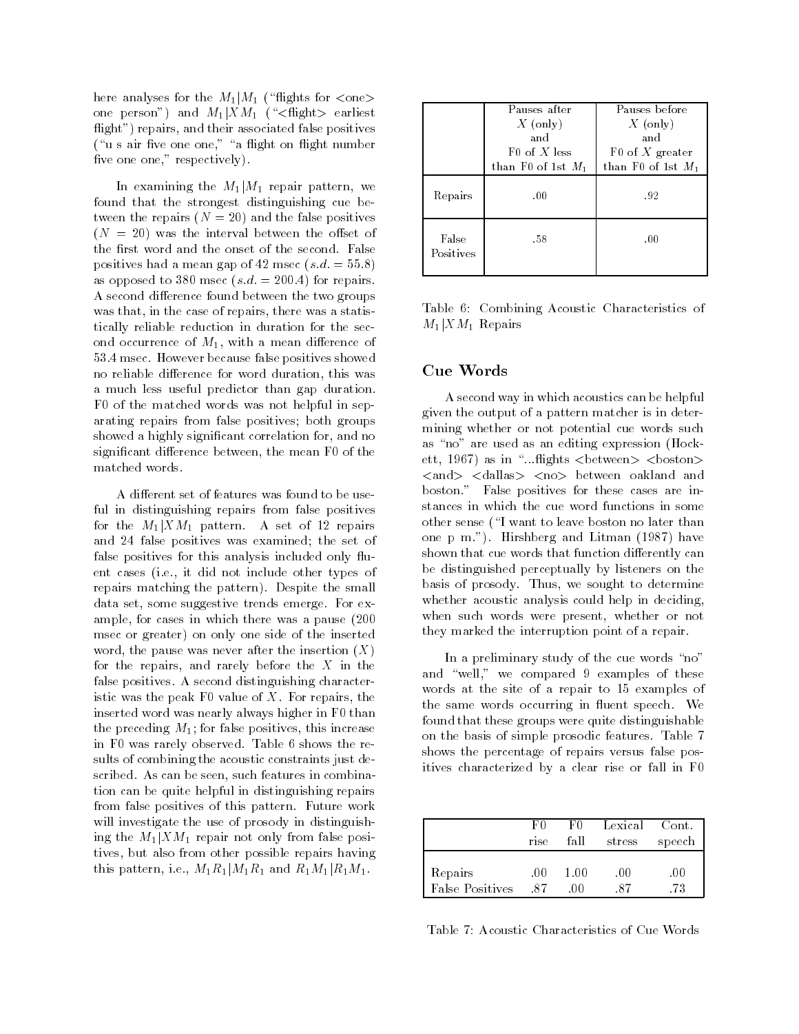here analyses for the $M_1|M_1$ ("flights for <one> one person") and $M_1|XM_1$ ("<flight> earliest flight") repairs, and their associated false positives ("u s air five one one," "a flight on flight number five one one," respectively).

In examining the $M_1|M_1$ repair pattern, we found that the strongest distinguishing cue between the repairs ($N = 20$) and the false positives ($N = 20$) was the interval between the offset of the first word and the onset of the second. False positives had a mean gap of 42 msec ($s.d. = 55.8$) as opposed to 380 msec ($s.d. = 200.4$) for repairs. A second difference found between the two groups was that, in the case of repairs, there was a statistically reliable reduction in duration for the second occurrence of $M_1$, with a mean difference of 53.4 msec. However because false positives showed no reliable difference for word duration, this was a much less useful predictor than gap duration. F0 of the matched words was not helpful in separating repairs from false positives; both groups showed a highly significant correlation for, and no significant difference between, the mean F0 of the matched words.

A different set of features was found to be useful in distinguishing repairs from false positives for the $M_1|XM_1$ pattern. A set of 12 repairs and 24 false positives was examined; the set of false positives for this analysis included only fluent cases (i.e., it did not include other types of repairs matching the pattern). Despite the small data set, some suggestive trends emerge. For example, for cases in which there was a pause (200 msec or greater) on only one side of the inserted word, the pause was never after the insertion ($X$) for the repairs, and rarely before the $X$ in the false positives. A second distinguishing characteristic was the peak F0 value of $X$. For repairs, the inserted word was nearly always higher in F0 than the preceding $M_1$; for false positives, this increase in F0 was rarely observed. Table 6 shows the results of combining the acoustic constraints just described. As can be seen, such features in combination can be quite helpful in distinguishing repairs from false positives of this pattern. Future work will investigate the use of prosody in distinguishing the $M_1|XM_1$ repair not only from false positives, but also from other possible repairs having this pattern, i.e., $M_1R_1|M_1R_1$ and $R_1M_1|R_1M_1$.

| | Pauses after $X$ (only) and F0 of $X$ less than F0 of 1st $M_1$ | Pauses before $X$ (only) and F0 of $X$ greater than F0 of 1st $M_1$ |
|---|---|---|
| Repairs | .00 | .92 |
| False Positives | .58 | .00 |

Table 6: Combining Acoustic Characteristics of $M_1|XM_1$ Repairs

## Cue Words

A second way in which acoustics can be helpful given the output of a pattern matcher is in determining whether or not potential cue words such as "no" are used as an editing expression (Hockett, 1967) as in "...flights <between> <boston> <and> <dallas> <no> between oakland and boston." False positives for these cases are instances in which the cue word functions in some other sense ("I want to leave boston no later than one p m."). Hirshberg and Litman (1987) have shown that cue words that function differently can be distinguished perceptually by listeners on the basis of prosody. Thus, we sought to determine whether acoustic analysis could help in deciding, when such words were present, whether or not they marked the interruption point of a repair.

In a preliminary study of the cue words "no" and "well," we compared 9 examples of these words at the site of a repair to 15 examples of the same words occurring in fluent speech. We found that these groups were quite distinguishable on the basis of simple prosodic features. Table 7 shows the percentage of repairs versus false positives characterized by a clear rise or fall in F0

| | F0 rise | F0 fall | Lexical stress | Cont. speech |
|---|---|---|---|---|
| Repairs | .00 | 1.00 | .00 | .00 |
| False Positives | .87 | .00 | .87 | .73 |

Table 7: Acoustic Characteristics of Cue Words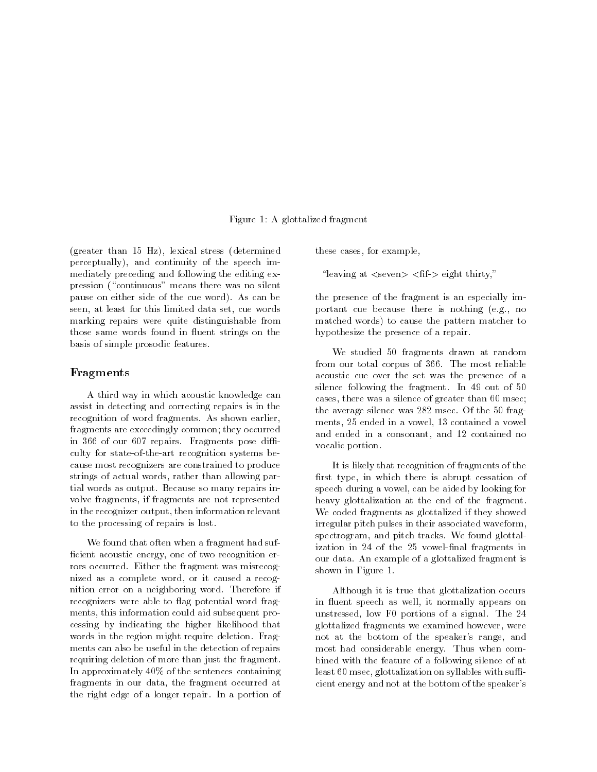Figure 1: A glottalized fragment

(greater than 15 Hz), lexical stress (determined perceptually), and continuity of the speech immediately preceding and following the editing expression ("continuous" means there was no silent pause on either side of the cue word). As can be seen, at least for this limited data set, cue words marking repairs were quite distinguishable from those same words found in fluent strings on the basis of simple prosodic features.

## Fragments

A third way in which acoustic knowledge can assist in detecting and correcting repairs is in the recognition of word fragments. As shown earlier, fragments are exceedingly common; they occurred in 366 of our 607 repairs. Fragments pose difficulty for state-of-the-art recognition systems because most recognizers are constrained to produce strings of actual words, rather than allowing partial words as output. Because so many repairs involve fragments, if fragments are not represented in the recognizer output, then information relevant to the processing of repairs is lost.

We found that often when a fragment had sufficient acoustic energy, one of two recognition errors occurred. Either the fragment was misrecognized as a complete word, or it caused a recognition error on a neighboring word. Therefore if recognizers were able to flag potential word fragments, this information could aid subsequent processing by indicating the higher likelihood that words in the region might require deletion. Fragments can also be useful in the detection of repairs requiring deletion of more than just the fragment. In approximately 40% of the sentences containing fragments in our data, the fragment occurred at the right edge of a longer repair. In a portion of these cases, for example,

"leaving at <seven> <fif-> eight thirty,"

the presence of the fragment is an especially important cue because there is nothing (e.g., no matched words) to cause the pattern matcher to hypothesize the presence of a repair.

We studied 50 fragments drawn at random from our total corpus of 366. The most reliable acoustic cue over the set was the presence of a silence following the fragment. In 49 out of 50 cases, there was a silence of greater than 60 msec; the average silence was 282 msec. Of the 50 fragments, 25 ended in a vowel, 13 contained a vowel and ended in a consonant, and 12 contained no vocalic portion.

It is likely that recognition of fragments of the first type, in which there is abrupt cessation of speech during a vowel, can be aided by looking for heavy glottalization at the end of the fragment. We coded fragments as glottalized if they showed irregular pitch pulses in their associated waveform, spectrogram, and pitch tracks. We found glottalization in 24 of the 25 vowel-final fragments in our data. An example of a glottalized fragment is shown in Figure 1.

Although it is true that glottalization occurs in fluent speech as well, it normally appears on unstressed, low F0 portions of a signal. The 24 glottalized fragments we examined however, were not at the bottom of the speaker's range, and most had considerable energy. Thus when combined with the feature of a following silence of at least 60 msec, glottalization on syllables with sufficient energy and not at the bottom of the speaker's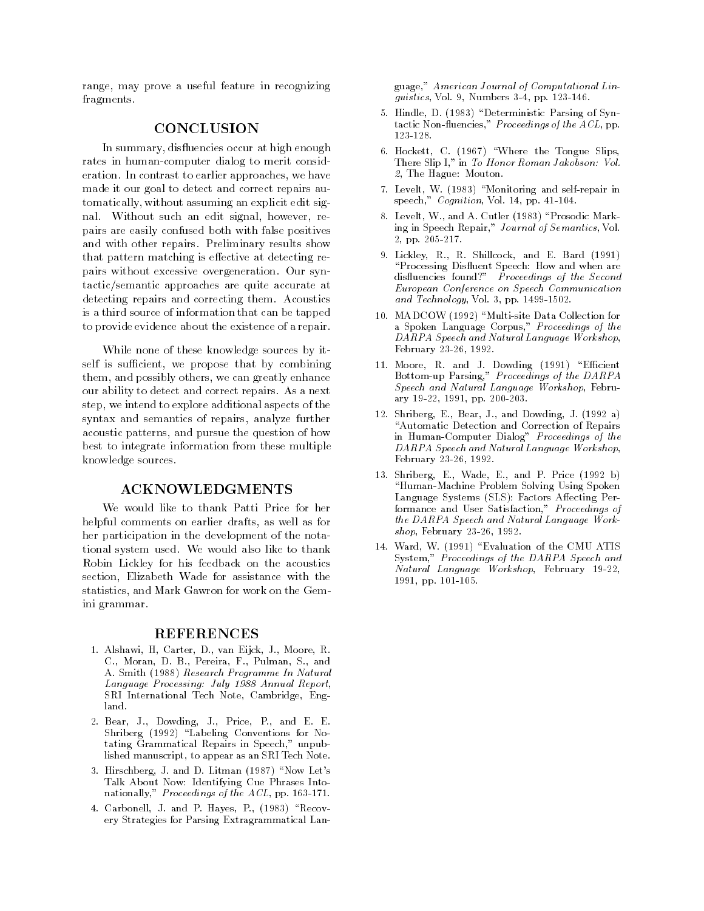range, may prove a useful feature in recognizing fragments.

## CONCLUSION

In summary, disfluencies occur at high enough rates in human-computer dialog to merit consideration. In contrast to earlier approaches, we have made it our goal to detect and correct repairs automatically, without assuming an explicit edit signal. Without such an edit signal, however, repairs are easily confused both with false positives and with other repairs. Preliminary results show that pattern matching is effective at detecting repairs without excessive overgeneration. Our syntactic/semantic approaches are quite accurate at detecting repairs and correcting them. Acoustics is a third source of information that can be tapped to provide evidence about the existence of a repair.

While none of these knowledge sources by itself is sufficient, we propose that by combining them, and possibly others, we can greatly enhance our ability to detect and correct repairs. As a next step, we intend to explore additional aspects of the syntax and semantics of repairs, analyze further acoustic patterns, and pursue the question of how best to integrate information from these multiple knowledge sources.

## ACKNOWLEDGMENTS

We would like to thank Patti Price for her helpful comments on earlier drafts, as well as for her participation in the development of the notational system used. We would also like to thank Robin Lickley for his feedback on the acoustics section, Elizabeth Wade for assistance with the statistics, and Mark Gawron for work on the Gemini grammar.

## REFERENCES

1. Alshawi, H, Carter, D., van Eijck, J., Moore, R. C., Moran, D. B., Pereira, F., Pulman, S., and A. Smith (1988) *Research Programme In Natural Language Processing: July 1988 Annual Report*, SRI International Tech Note, Cambridge, England.
2. Bear, J., Dowding, J., Price, P., and E. E. Shriberg (1992) "Labeling Conventions for Notating Grammatical Repairs in Speech," unpublished manuscript, to appear as an SRI Tech Note.
3. Hirschberg, J. and D. Litman (1987) "Now Let's Talk About Now: Identifying Cue Phrases Intonationally," *Proceedings of the ACL*, pp. 163-171.
4. Carbonell, J. and P. Hayes, P., (1983) "Recovery Strategies for Parsing Extragrammatical Language," *American Journal of Computational Linguistics*, Vol. 9, Numbers 3-4, pp. 123-146.
5. Hindle, D. (1983) "Deterministic Parsing of Syntactic Non-fluencies," *Proceedings of the ACL*, pp. 123-128.
6. Hockett, C. (1967) "Where the Tongue Slips, There Slip I," in *To Honor Roman Jakobson: Vol. 2*, The Hague: Mouton.
7. Levelt, W. (1983) "Monitoring and self-repair in speech," *Cognition*, Vol. 14, pp. 41-104.
8. Levelt, W., and A. Cutler (1983) "Prosodic Marking in Speech Repair," *Journal of Semantics*, Vol. 2, pp. 205-217.
9. Lickley, R., R. Shillcock, and E. Bard (1991) "Processing Disfluent Speech: How and when are disfluencies found?" *Proceedings of the Second European Conference on Speech Communication and Technology*, Vol. 3, pp. 1499-1502.
10. MADCOW (1992) "Multi-site Data Collection for a Spoken Language Corpus," *Proceedings of the DARPA Speech and Natural Language Workshop*, February 23-26, 1992.
11. Moore, R. and J. Dowding (1991) "Efficient Bottom-up Parsing," *Proceedings of the DARPA Speech and Natural Language Workshop*, February 19-22, 1991, pp. 200-203.
12. Shriberg, E., Bear, J., and Dowding, J. (1992 a) "Automatic Detection and Correction of Repairs in Human-Computer Dialog" *Proceedings of the DARPA Speech and Natural Language Workshop*, February 23-26, 1992.
13. Shriberg, E., Wade, E., and P. Price (1992 b) "Human-Machine Problem Solving Using Spoken Language Systems (SLS): Factors Affecting Performance and User Satisfaction," *Proceedings of the DARPA Speech and Natural Language Workshop*, February 23-26, 1992.
14. Ward, W. (1991) "Evaluation of the CMU ATIS System," *Proceedings of the DARPA Speech and Natural Language Workshop*, February 19-22, 1991, pp. 101-105.